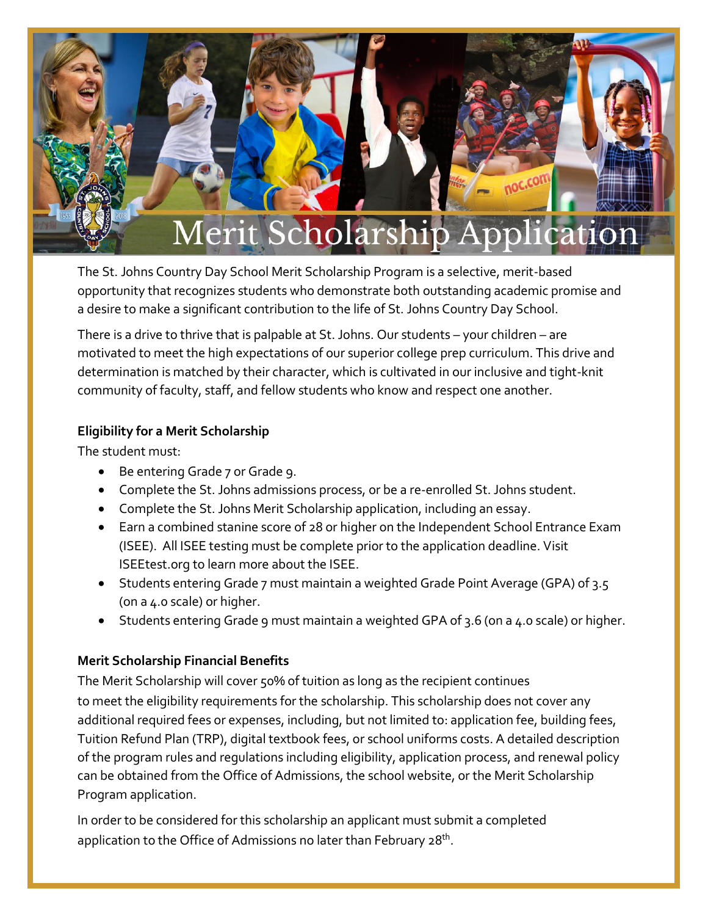# Merit Scholarship Application

The St. Johns Country Day School Merit Scholarship Program is a selective, merit-based opportunity that recognizes students who demonstrate both outstanding academic promise and a desire to make a significant contribution to the life of St. Johns Country Day School.

There is a drive to thrive that is palpable at St. Johns. Our students – your children – are motivated to meet the high expectations of our superior college prep curriculum. This drive and determination is matched by their character, which is cultivated in our inclusive and tight-knit community of faculty, staff, and fellow students who know and respect one another.

**Eligibility for a Merit Scholarship**

The student must:

- Be entering Grade 7 or Grade 9.
- Complete the St. Johns admissions process, or be a re-enrolled St. Johns student.
- Complete the St. Johns Merit Scholarship application, including an essay.
- Earn a combined stanine score of 28 or higher on the Independent School Entrance Exam (ISEE). All ISEE testing must be complete prior to the application deadline. Visit ISEEtest.org to learn more about the ISEE.
- Students entering Grade 7 must maintain a weighted Grade Point Average (GPA) of 3.5 (on a 4.0 scale) or higher.
- Students entering Grade 9 must maintain a weighted GPA of 3.6 (on a 4.0 scale) or higher.

**Merit Scholarship Financial Benefits**

The Merit Scholarship will cover 50% of tuition as long as the recipient continues to meet the eligibility requirements for the scholarship. This scholarship does not cover any additional required fees or expenses, including, but not limited to: application fee, building fees, Tuition Refund Plan (TRP), digital textbook fees, or school uniforms costs. A detailed description of the program rules and regulations including eligibility, application process, and renewal policy can be obtained from the Office of Admissions, the school website, or the Merit Scholarship Program application.

In order to be considered for this scholarship an applicant must submit a completed application to the Office of Admissions no later than February 28th.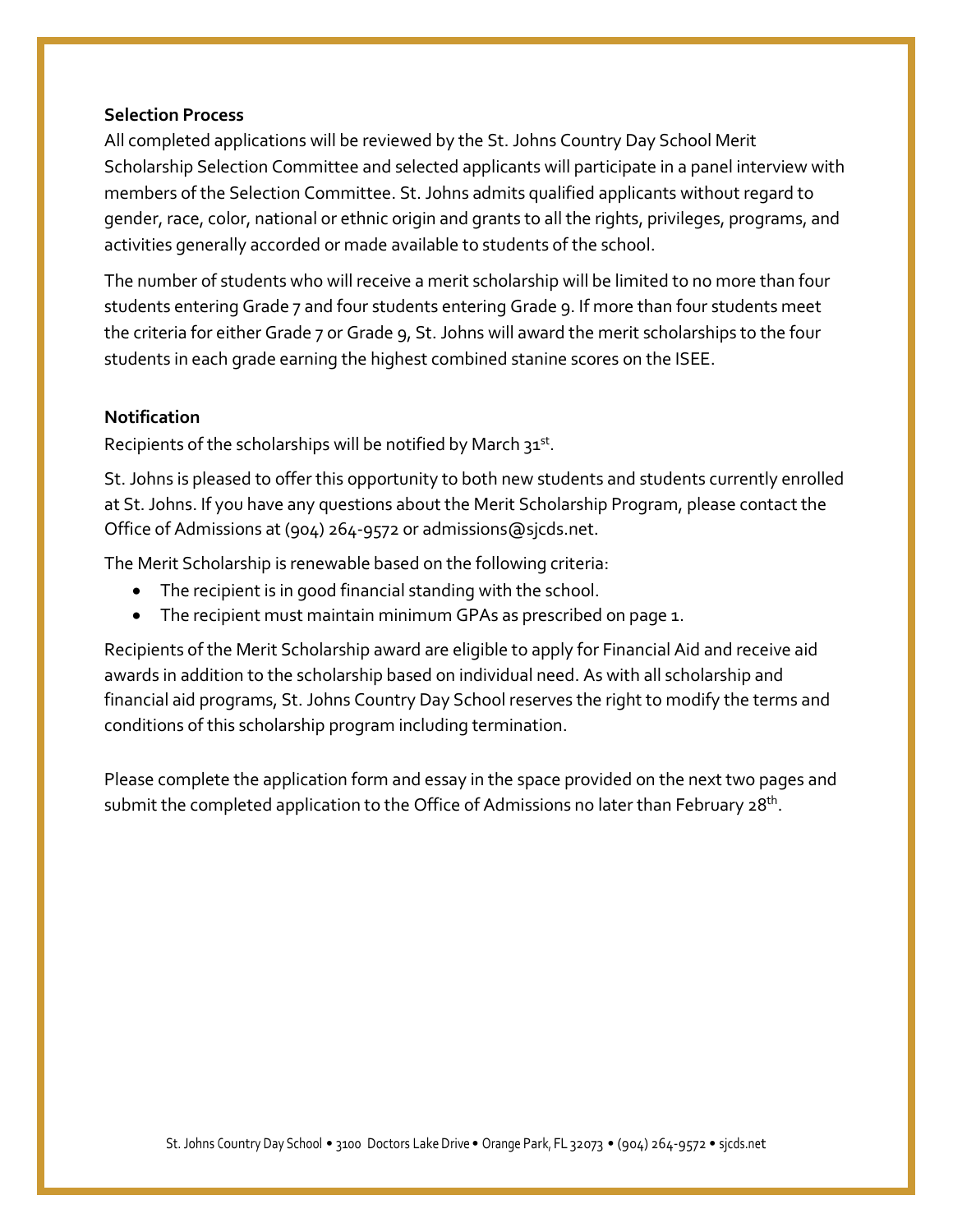**Selection Process**

All completed applications will be reviewed by the St. Johns Country Day School Merit Scholarship Selection Committee and selected applicants will participate in a panel interview with members of the Selection Committee. St. Johns admits qualified applicants without regard to gender, race, color, national or ethnic origin and grants to all the rights, privileges, programs, and activities generally accorded or made available to students of the school.

The number of students who will receive a merit scholarship will be limited to no more than four students entering Grade 7 and four students entering Grade 9. If more than four students meet the criteria for either Grade 7 or Grade 9, St. Johns will award the merit scholarships to the four students in each grade earning the highest combined stanine scores on the ISEE.

**Notification**

Recipients of the scholarships will be notified by March 31st.

St. Johns is pleased to offer this opportunity to both new students and students currently enrolled at St. Johns. If you have any questions about the Merit Scholarship Program, please contact the Office of Admissions at (904) 264-9572 or admissions@sjcds.net.

The Merit Scholarship is renewable based on the following criteria:

- The recipient is in good financial standing with the school.
- The recipient must maintain minimum GPAs as prescribed on page 1.

Recipients of the Merit Scholarship award are eligible to apply for Financial Aid and receive aid awards in addition to the scholarship based on individual need. As with all scholarship and financial aid programs, St. Johns Country Day School reserves the right to modify the terms and conditions of this scholarship program including termination.

Please complete the application form and essay in the space provided on the next two pages and submit the completed application to the Office of Admissions no later than February 28th.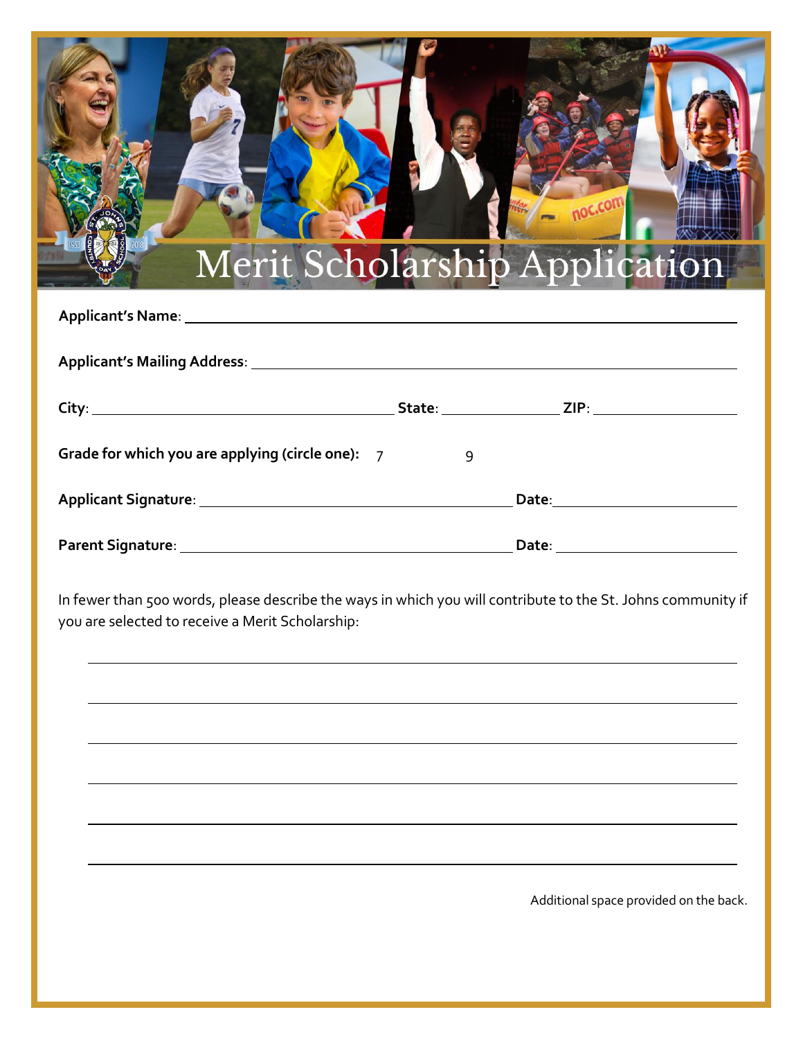# Merit Scholarship Application

**Applicant's Name**: ______________________________________________

**Applicant's Mailing Address**: ______________________________________________

**City**: ______________________ **State**: ____________ **ZIP**: ____________

**Grade for which you are applying (circle one):** 7 9

**Applicant Signature**: ______________________ **Date**: ____________

**Parent Signature**: ______________________ **Date**: ____________

In fewer than 500 words, please describe the ways in which you will contribute to the St. Johns community if you are selected to receive a Merit Scholarship:

______________________________________________

______________________________________________

______________________________________________

______________________________________________

______________________________________________

______________________________________________

Additional space provided on the back.